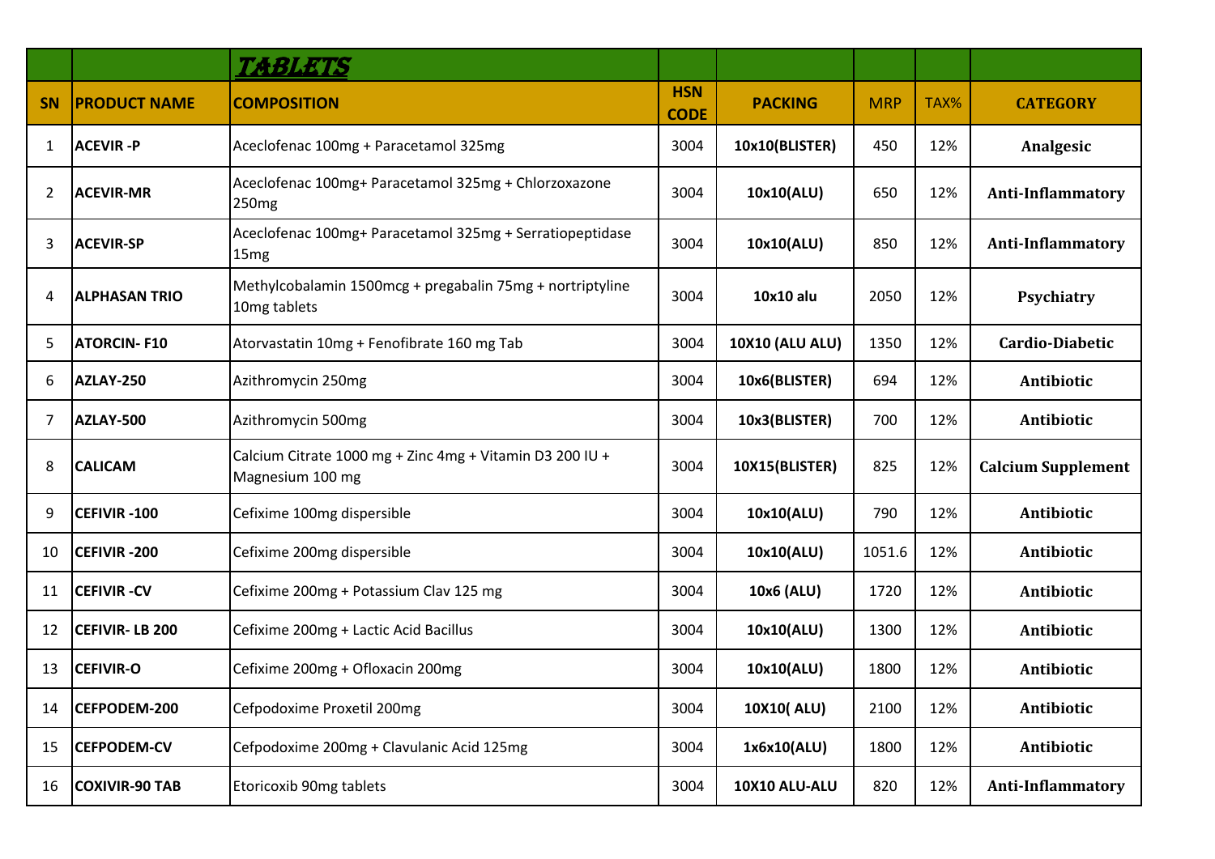| | | TABLETS | | | | | |
|---|---|---|---|---|---|---|---|
| **SN** | **PRODUCT NAME** | **COMPOSITION** | **HSN CODE** | **PACKING** | **MRP** | **TAX%** | **CATEGORY** |
| 1 | **ACEVIR -P** | Aceclofenac 100mg + Paracetamol 325mg | 3004 | **10x10(BLISTER)** | 450 | 12% | **Analgesic** |
| 2 | **ACEVIR-MR** | Aceclofenac 100mg+ Paracetamol 325mg + Chlorzoxazone 250mg | 3004 | **10x10(ALU)** | 650 | 12% | **Anti-Inflammatory** |
| 3 | **ACEVIR-SP** | Aceclofenac 100mg+ Paracetamol 325mg + Serratiopeptidase 15mg | 3004 | **10x10(ALU)** | 850 | 12% | **Anti-Inflammatory** |
| 4 | **ALPHASAN TRIO** | Methylcobalamin 1500mcg + pregabalin 75mg + nortriptyline 10mg tablets | 3004 | **10x10 alu** | 2050 | 12% | **Psychiatry** |
| 5 | **ATORCIN- F10** | Atorvastatin 10mg + Fenofibrate 160 mg Tab | 3004 | **10X10 (ALU ALU)** | 1350 | 12% | **Cardio-Diabetic** |
| 6 | **AZLAY-250** | Azithromycin 250mg | 3004 | **10x6(BLISTER)** | 694 | 12% | **Antibiotic** |
| 7 | **AZLAY-500** | Azithromycin 500mg | 3004 | **10x3(BLISTER)** | 700 | 12% | **Antibiotic** |
| 8 | **CALICAM** | Calcium Citrate 1000 mg + Zinc 4mg + Vitamin D3 200 IU + Magnesium 100 mg | 3004 | **10X15(BLISTER)** | 825 | 12% | **Calcium Supplement** |
| 9 | **CEFIVIR -100** | Cefixime 100mg dispersible | 3004 | **10x10(ALU)** | 790 | 12% | **Antibiotic** |
| 10 | **CEFIVIR -200** | Cefixime 200mg dispersible | 3004 | **10x10(ALU)** | 1051.6 | 12% | **Antibiotic** |
| 11 | **CEFIVIR -CV** | Cefixime 200mg + Potassium Clav 125 mg | 3004 | **10x6 (ALU)** | 1720 | 12% | **Antibiotic** |
| 12 | **CEFIVIR- LB 200** | Cefixime 200mg + Lactic Acid Bacillus | 3004 | **10x10(ALU)** | 1300 | 12% | **Antibiotic** |
| 13 | **CEFIVIR-O** | Cefixime 200mg + Ofloxacin 200mg | 3004 | **10x10(ALU)** | 1800 | 12% | **Antibiotic** |
| 14 | **CEFPODEM-200** | Cefpodoxime Proxetil 200mg | 3004 | **10X10( ALU)** | 2100 | 12% | **Antibiotic** |
| 15 | **CEFPODEM-CV** | Cefpodoxime 200mg + Clavulanic Acid 125mg | 3004 | **1x6x10(ALU)** | 1800 | 12% | **Antibiotic** |
| 16 | **COXIVIR-90 TAB** | Etoricoxib 90mg tablets | 3004 | **10X10 ALU-ALU** | 820 | 12% | **Anti-Inflammatory** |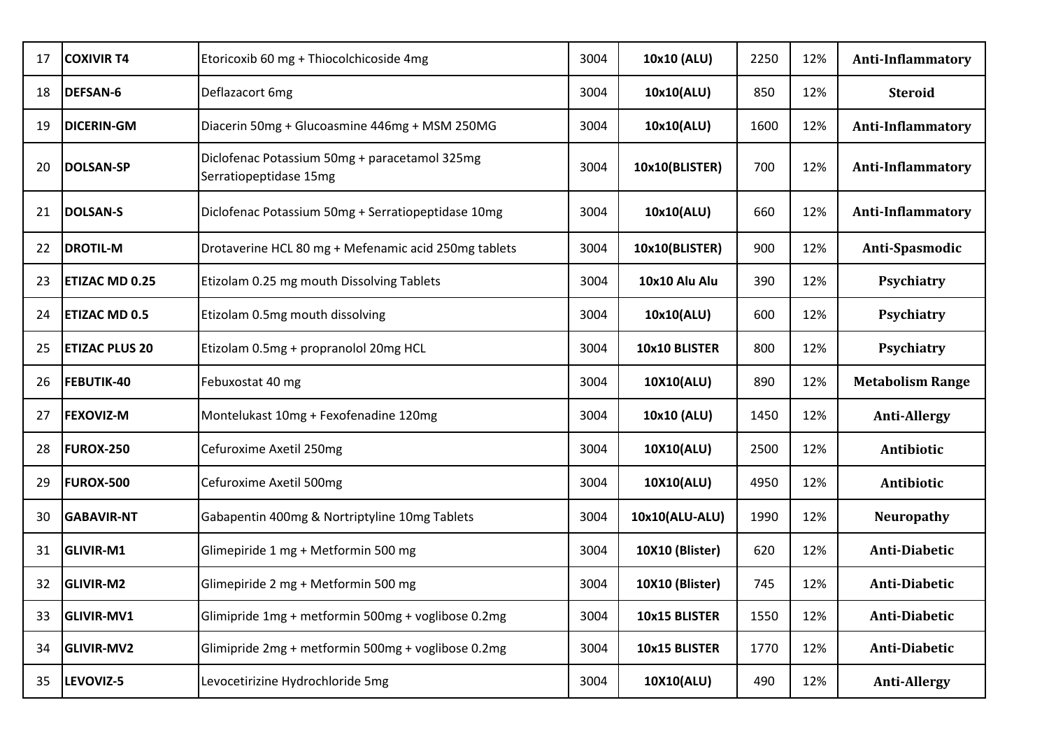| 17 | **COXIVIR T4** | Etoricoxib 60 mg + Thiocolchicoside 4mg | 3004 | **10x10 (ALU)** | 2250 | 12% | **Anti-Inflammatory** |
|---|---|---|---|---|---|---|---|
| 18 | **DEFSAN-6** | Deflazacort 6mg | 3004 | **10x10(ALU)** | 850 | 12% | **Steroid** |
| 19 | **DICERIN-GM** | Diacerin 50mg + Glucoasmine 446mg + MSM 250MG | 3004 | **10x10(ALU)** | 1600 | 12% | **Anti-Inflammatory** |
| 20 | **DOLSAN-SP** | Diclofenac Potassium 50mg + paracetamol 325mg Serratiopeptidase 15mg | 3004 | **10x10(BLISTER)** | 700 | 12% | **Anti-Inflammatory** |
| 21 | **DOLSAN-S** | Diclofenac Potassium 50mg + Serratiopeptidase 10mg | 3004 | **10x10(ALU)** | 660 | 12% | **Anti-Inflammatory** |
| 22 | **DROTIL-M** | Drotaverine HCL 80 mg + Mefenamic acid 250mg tablets | 3004 | **10x10(BLISTER)** | 900 | 12% | **Anti-Spasmodic** |
| 23 | **ETIZAC MD 0.25** | Etizolam 0.25 mg mouth Dissolving Tablets | 3004 | **10x10 Alu Alu** | 390 | 12% | **Psychiatry** |
| 24 | **ETIZAC MD 0.5** | Etizolam 0.5mg mouth dissolving | 3004 | **10x10(ALU)** | 600 | 12% | **Psychiatry** |
| 25 | **ETIZAC PLUS 20** | Etizolam 0.5mg + propranolol 20mg HCL | 3004 | **10x10 BLISTER** | 800 | 12% | **Psychiatry** |
| 26 | **FEBUTIK-40** | Febuxostat 40 mg | 3004 | **10X10(ALU)** | 890 | 12% | **Metabolism Range** |
| 27 | **FEXOVIZ-M** | Montelukast 10mg + Fexofenadine 120mg | 3004 | **10x10 (ALU)** | 1450 | 12% | **Anti-Allergy** |
| 28 | **FUROX-250** | Cefuroxime Axetil 250mg | 3004 | **10X10(ALU)** | 2500 | 12% | **Antibiotic** |
| 29 | **FUROX-500** | Cefuroxime Axetil 500mg | 3004 | **10X10(ALU)** | 4950 | 12% | **Antibiotic** |
| 30 | **GABAVIR-NT** | Gabapentin 400mg & Nortriptyline 10mg Tablets | 3004 | **10x10(ALU-ALU)** | 1990 | 12% | **Neuropathy** |
| 31 | **GLIVIR-M1** | Glimepiride 1 mg + Metformin 500 mg | 3004 | **10X10 (Blister)** | 620 | 12% | **Anti-Diabetic** |
| 32 | **GLIVIR-M2** | Glimepiride 2 mg + Metformin 500 mg | 3004 | **10X10 (Blister)** | 745 | 12% | **Anti-Diabetic** |
| 33 | **GLIVIR-MV1** | Glimipride 1mg + metformin 500mg + voglibose 0.2mg | 3004 | **10x15 BLISTER** | 1550 | 12% | **Anti-Diabetic** |
| 34 | **GLIVIR-MV2** | Glimipride 2mg + metformin 500mg + voglibose 0.2mg | 3004 | **10x15 BLISTER** | 1770 | 12% | **Anti-Diabetic** |
| 35 | **LEVOVIZ-5** | Levocetirizine Hydrochloride 5mg | 3004 | **10X10(ALU)** | 490 | 12% | **Anti-Allergy** |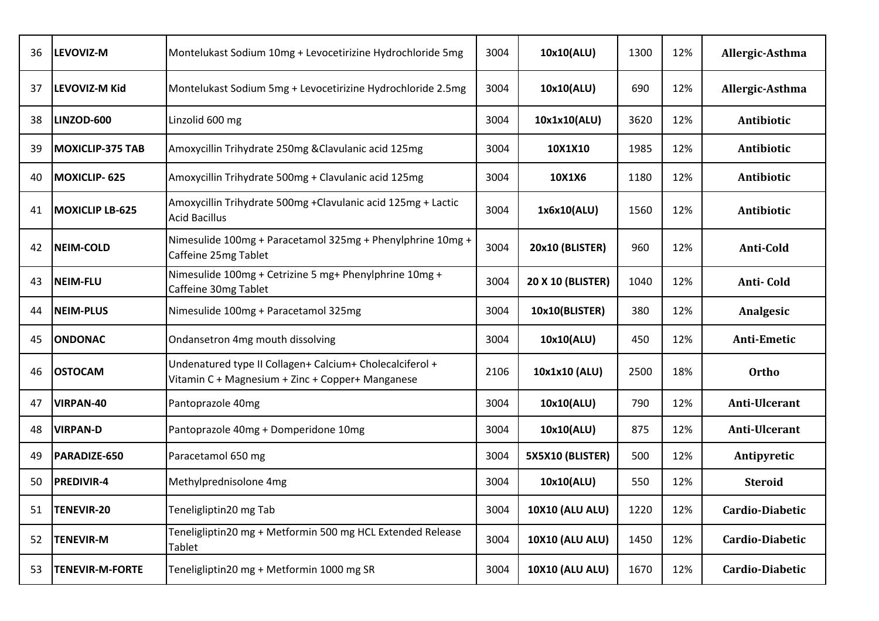| | | | | | | | |
|---|---|---|---|---|---|---|---|
| 36 | **LEVOVIZ-M** | Montelukast Sodium 10mg + Levocetirizine Hydrochloride 5mg | 3004 | **10x10(ALU)** | 1300 | 12% | **Allergic-Asthma** |
| 37 | **LEVOVIZ-M Kid** | Montelukast Sodium 5mg + Levocetirizine Hydrochloride 2.5mg | 3004 | **10x10(ALU)** | 690 | 12% | **Allergic-Asthma** |
| 38 | **LINZOD-600** | Linzolid 600 mg | 3004 | **10x1x10(ALU)** | 3620 | 12% | **Antibiotic** |
| 39 | **MOXICLIP-375 TAB** | Amoxycillin Trihydrate 250mg &Clavulanic acid 125mg | 3004 | **10X1X10** | 1985 | 12% | **Antibiotic** |
| 40 | **MOXICLIP- 625** | Amoxycillin Trihydrate 500mg + Clavulanic acid 125mg | 3004 | **10X1X6** | 1180 | 12% | **Antibiotic** |
| 41 | **MOXICLIP LB-625** | Amoxycillin Trihydrate 500mg +Clavulanic acid 125mg + Lactic Acid Bacillus | 3004 | **1x6x10(ALU)** | 1560 | 12% | **Antibiotic** |
| 42 | **NEIM-COLD** | Nimesulide 100mg + Paracetamol 325mg + Phenylphrine 10mg + Caffeine 25mg Tablet | 3004 | **20x10 (BLISTER)** | 960 | 12% | **Anti-Cold** |
| 43 | **NEIM-FLU** | Nimesulide 100mg + Cetrizine 5 mg+ Phenylphrine 10mg + Caffeine 30mg Tablet | 3004 | **20 X 10 (BLISTER)** | 1040 | 12% | **Anti- Cold** |
| 44 | **NEIM-PLUS** | Nimesulide 100mg + Paracetamol 325mg | 3004 | **10x10(BLISTER)** | 380 | 12% | **Analgesic** |
| 45 | **ONDONAC** | Ondansetron 4mg mouth dissolving | 3004 | **10x10(ALU)** | 450 | 12% | **Anti-Emetic** |
| 46 | **OSTOCAM** | Undenatured type II Collagen+ Calcium+ Cholecalciferol + Vitamin C + Magnesium + Zinc + Copper+ Manganese | 2106 | **10x1x10 (ALU)** | 2500 | 18% | **Ortho** |
| 47 | **VIRPAN-40** | Pantoprazole 40mg | 3004 | **10x10(ALU)** | 790 | 12% | **Anti-Ulcerant** |
| 48 | **VIRPAN-D** | Pantoprazole 40mg + Domperidone 10mg | 3004 | **10x10(ALU)** | 875 | 12% | **Anti-Ulcerant** |
| 49 | **PARADIZE-650** | Paracetamol 650 mg | 3004 | **5X5X10 (BLISTER)** | 500 | 12% | **Antipyretic** |
| 50 | **PREDIVIR-4** | Methylprednisolone 4mg | 3004 | **10x10(ALU)** | 550 | 12% | **Steroid** |
| 51 | **TENEVIR-20** | Teneligliptin20 mg Tab | 3004 | **10X10 (ALU ALU)** | 1220 | 12% | **Cardio-Diabetic** |
| 52 | **TENEVIR-M** | Teneligliptin20 mg + Metformin 500 mg HCL Extended Release Tablet | 3004 | **10X10 (ALU ALU)** | 1450 | 12% | **Cardio-Diabetic** |
| 53 | **TENEVIR-M-FORTE** | Teneligliptin20 mg + Metformin 1000 mg SR | 3004 | **10X10 (ALU ALU)** | 1670 | 12% | **Cardio-Diabetic** |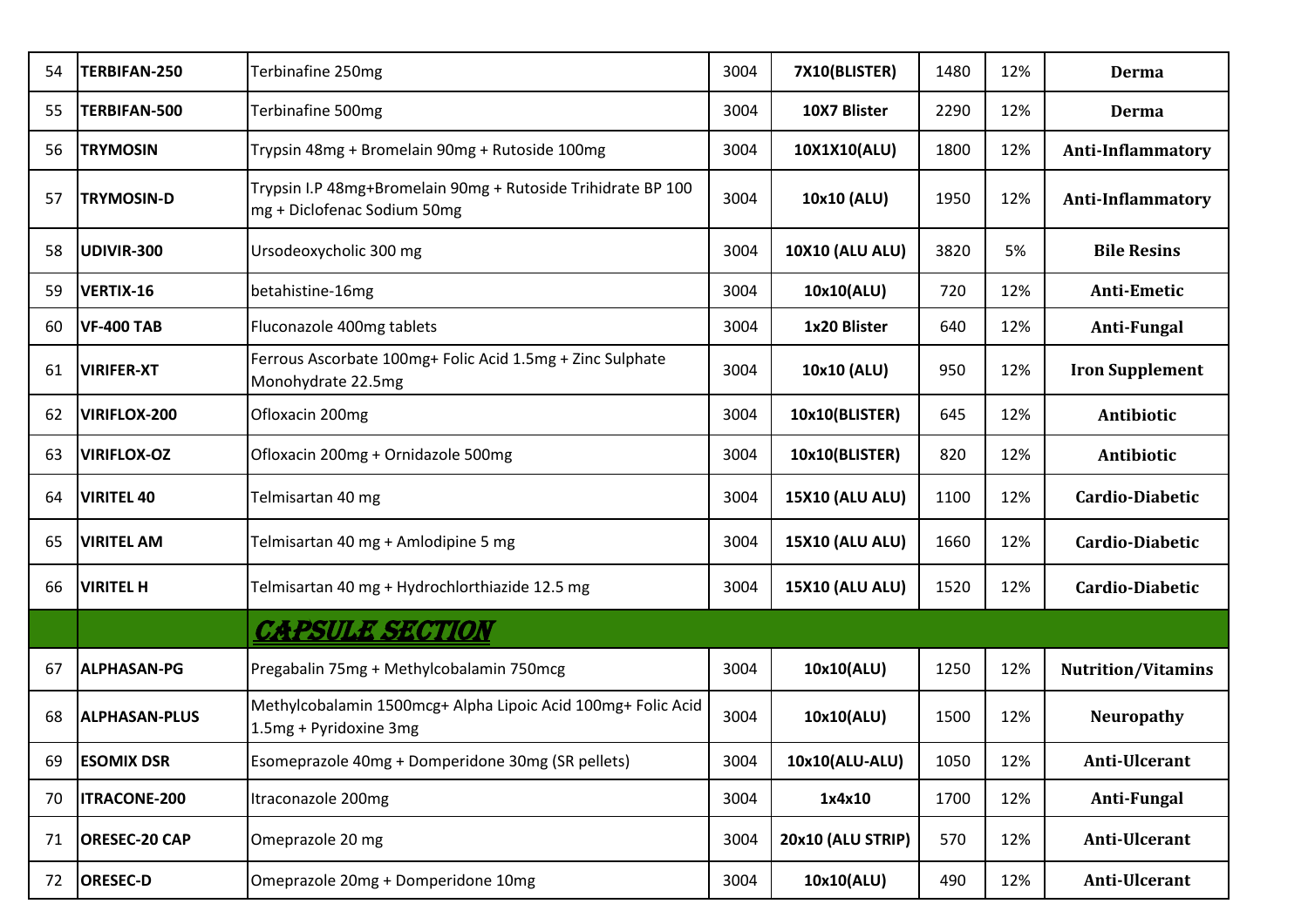| 54 | **TERBIFAN-250** | Terbinafine 250mg | 3004 | **7X10(BLISTER)** | 1480 | 12% | **Derma** |
|---|---|---|---|---|---|---|---|
| 55 | **TERBIFAN-500** | Terbinafine 500mg | 3004 | **10X7 Blister** | 2290 | 12% | **Derma** |
| 56 | **TRYMOSIN** | Trypsin 48mg + Bromelain 90mg + Rutoside 100mg | 3004 | **10X1X10(ALU)** | 1800 | 12% | **Anti-Inflammatory** |
| 57 | **TRYMOSIN-D** | Trypsin I.P 48mg+Bromelain 90mg + Rutoside Trihidrate BP 100 mg + Diclofenac Sodium 50mg | 3004 | **10x10 (ALU)** | 1950 | 12% | **Anti-Inflammatory** |
| 58 | **UDIVIR-300** | Ursodeoxycholic 300 mg | 3004 | **10X10 (ALU ALU)** | 3820 | 5% | **Bile Resins** |
| 59 | **VERTIX-16** | betahistine-16mg | 3004 | **10x10(ALU)** | 720 | 12% | **Anti-Emetic** |
| 60 | **VF-400 TAB** | Fluconazole 400mg tablets | 3004 | **1x20 Blister** | 640 | 12% | **Anti-Fungal** |
| 61 | **VIRIFER-XT** | Ferrous Ascorbate 100mg+ Folic Acid 1.5mg + Zinc Sulphate Monohydrate 22.5mg | 3004 | **10x10 (ALU)** | 950 | 12% | **Iron Supplement** |
| 62 | **VIRIFLOX-200** | Ofloxacin 200mg | 3004 | **10x10(BLISTER)** | 645 | 12% | **Antibiotic** |
| 63 | **VIRIFLOX-OZ** | Ofloxacin 200mg + Ornidazole 500mg | 3004 | **10x10(BLISTER)** | 820 | 12% | **Antibiotic** |
| 64 | **VIRITEL 40** | Telmisartan 40 mg | 3004 | **15X10 (ALU ALU)** | 1100 | 12% | **Cardio-Diabetic** |
| 65 | **VIRITEL AM** | Telmisartan 40 mg + Amlodipine 5 mg | 3004 | **15X10 (ALU ALU)** | 1660 | 12% | **Cardio-Diabetic** |
| 66 | **VIRITEL H** | Telmisartan 40 mg + Hydrochlorthiazide 12.5 mg | 3004 | **15X10 (ALU ALU)** | 1520 | 12% | **Cardio-Diabetic** |
| | | **CAPSULE SECTION** | | | | | |
| 67 | **ALPHASAN-PG** | Pregabalin 75mg + Methylcobalamin 750mcg | 3004 | **10x10(ALU)** | 1250 | 12% | **Nutrition/Vitamins** |
| 68 | **ALPHASAN-PLUS** | Methylcobalamin 1500mcg+ Alpha Lipoic Acid 100mg+ Folic Acid 1.5mg + Pyridoxine 3mg | 3004 | **10x10(ALU)** | 1500 | 12% | **Neuropathy** |
| 69 | **ESOMIX DSR** | Esomeprazole 40mg + Domperidone 30mg (SR pellets) | 3004 | **10x10(ALU-ALU)** | 1050 | 12% | **Anti-Ulcerant** |
| 70 | **ITRACONE-200** | Itraconazole 200mg | 3004 | **1x4x10** | 1700 | 12% | **Anti-Fungal** |
| 71 | **ORESEC-20 CAP** | Omeprazole 20 mg | 3004 | **20x10 (ALU STRIP)** | 570 | 12% | **Anti-Ulcerant** |
| 72 | **ORESEC-D** | Omeprazole 20mg + Domperidone 10mg | 3004 | **10x10(ALU)** | 490 | 12% | **Anti-Ulcerant** |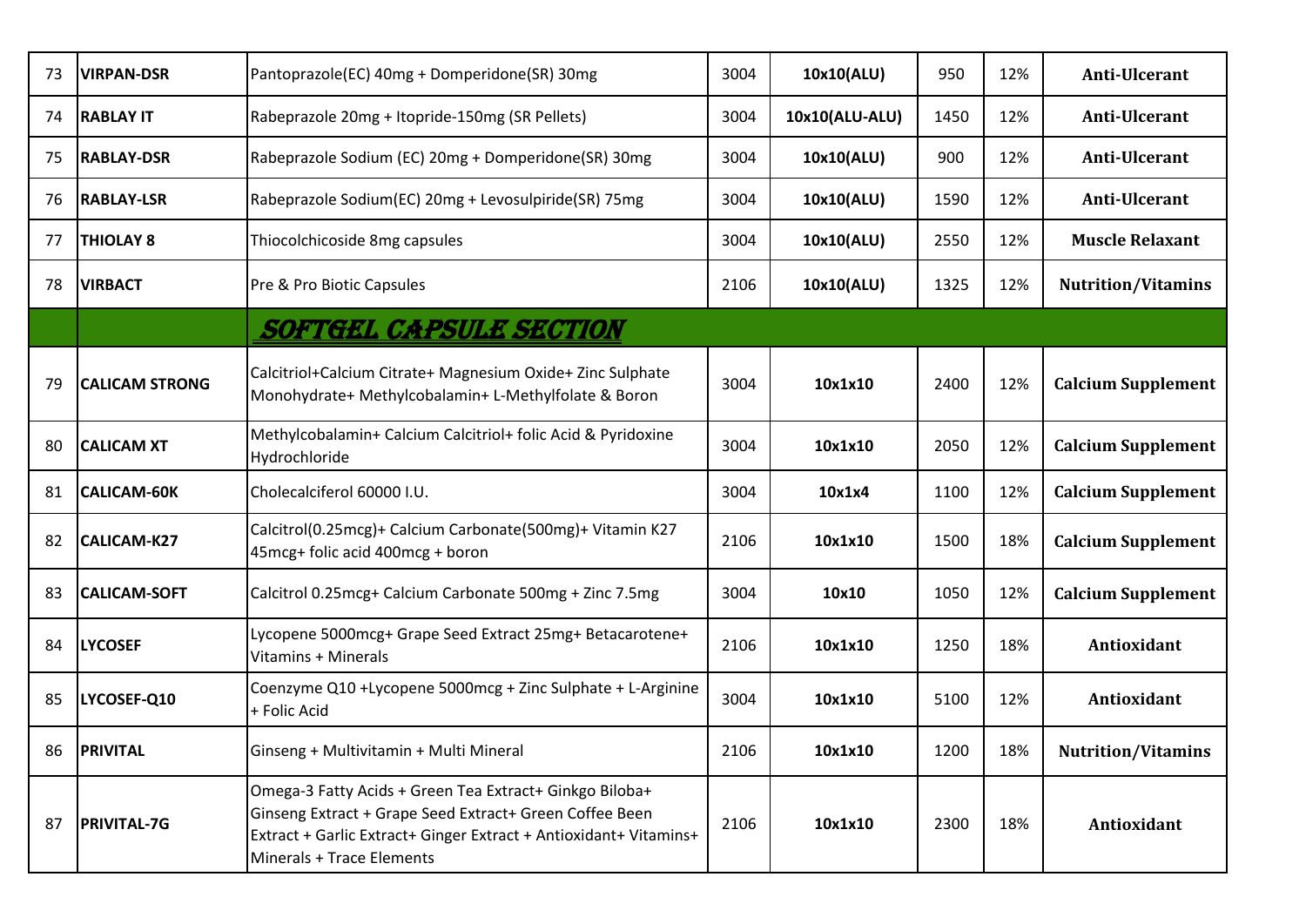| 73 | VIRPAN-DSR | Pantoprazole(EC) 40mg + Domperidone(SR) 30mg | 3004 | 10x10(ALU) | 950 | 12% | Anti-Ulcerant |
|---|---|---|---|---|---|---|---|
| 74 | RABLAY IT | Rabeprazole 20mg + Itopride-150mg (SR Pellets) | 3004 | 10x10(ALU-ALU) | 1450 | 12% | Anti-Ulcerant |
| 75 | RABLAY-DSR | Rabeprazole Sodium (EC) 20mg + Domperidone(SR) 30mg | 3004 | 10x10(ALU) | 900 | 12% | Anti-Ulcerant |
| 76 | RABLAY-LSR | Rabeprazole Sodium(EC) 20mg + Levosulpiride(SR) 75mg | 3004 | 10x10(ALU) | 1590 | 12% | Anti-Ulcerant |
| 77 | THIOLAY 8 | Thiocolchicoside 8mg capsules | 3004 | 10x10(ALU) | 2550 | 12% | Muscle Relaxant |
| 78 | VIRBACT | Pre & Pro Biotic Capsules | 2106 | 10x10(ALU) | 1325 | 12% | Nutrition/Vitamins |
| | | **SOFTGEL CAPSULE SECTION** | | | | | |
| 79 | CALICAM STRONG | Calcitriol+Calcium Citrate+ Magnesium Oxide+ Zinc Sulphate Monohydrate+ Methylcobalamin+ L-Methylfolate & Boron | 3004 | 10x1x10 | 2400 | 12% | Calcium Supplement |
| 80 | CALICAM XT | Methylcobalamin+ Calcium Calcitriol+ folic Acid & Pyridoxine Hydrochloride | 3004 | 10x1x10 | 2050 | 12% | Calcium Supplement |
| 81 | CALICAM-60K | Cholecalciferol 60000 I.U. | 3004 | 10x1x4 | 1100 | 12% | Calcium Supplement |
| 82 | CALICAM-K27 | Calcitrol(0.25mcg)+ Calcium Carbonate(500mg)+ Vitamin K27 45mcg+ folic acid 400mcg + boron | 2106 | 10x1x10 | 1500 | 18% | Calcium Supplement |
| 83 | CALICAM-SOFT | Calcitrol 0.25mcg+ Calcium Carbonate 500mg + Zinc 7.5mg | 3004 | 10x10 | 1050 | 12% | Calcium Supplement |
| 84 | LYCOSEF | Lycopene 5000mcg+ Grape Seed Extract 25mg+ Betacarotene+ Vitamins + Minerals | 2106 | 10x1x10 | 1250 | 18% | Antioxidant |
| 85 | LYCOSEF-Q10 | Coenzyme Q10 +Lycopene 5000mcg + Zinc Sulphate + L-Arginine + Folic Acid | 3004 | 10x1x10 | 5100 | 12% | Antioxidant |
| 86 | PRIVITAL | Ginseng + Multivitamin + Multi Mineral | 2106 | 10x1x10 | 1200 | 18% | Nutrition/Vitamins |
| 87 | PRIVITAL-7G | Omega-3 Fatty Acids + Green Tea Extract+ Ginkgo Biloba+ Ginseng Extract + Grape Seed Extract+ Green Coffee Been Extract + Garlic Extract+ Ginger Extract + Antioxidant+ Vitamins+ Minerals + Trace Elements | 2106 | 10x1x10 | 2300 | 18% | Antioxidant |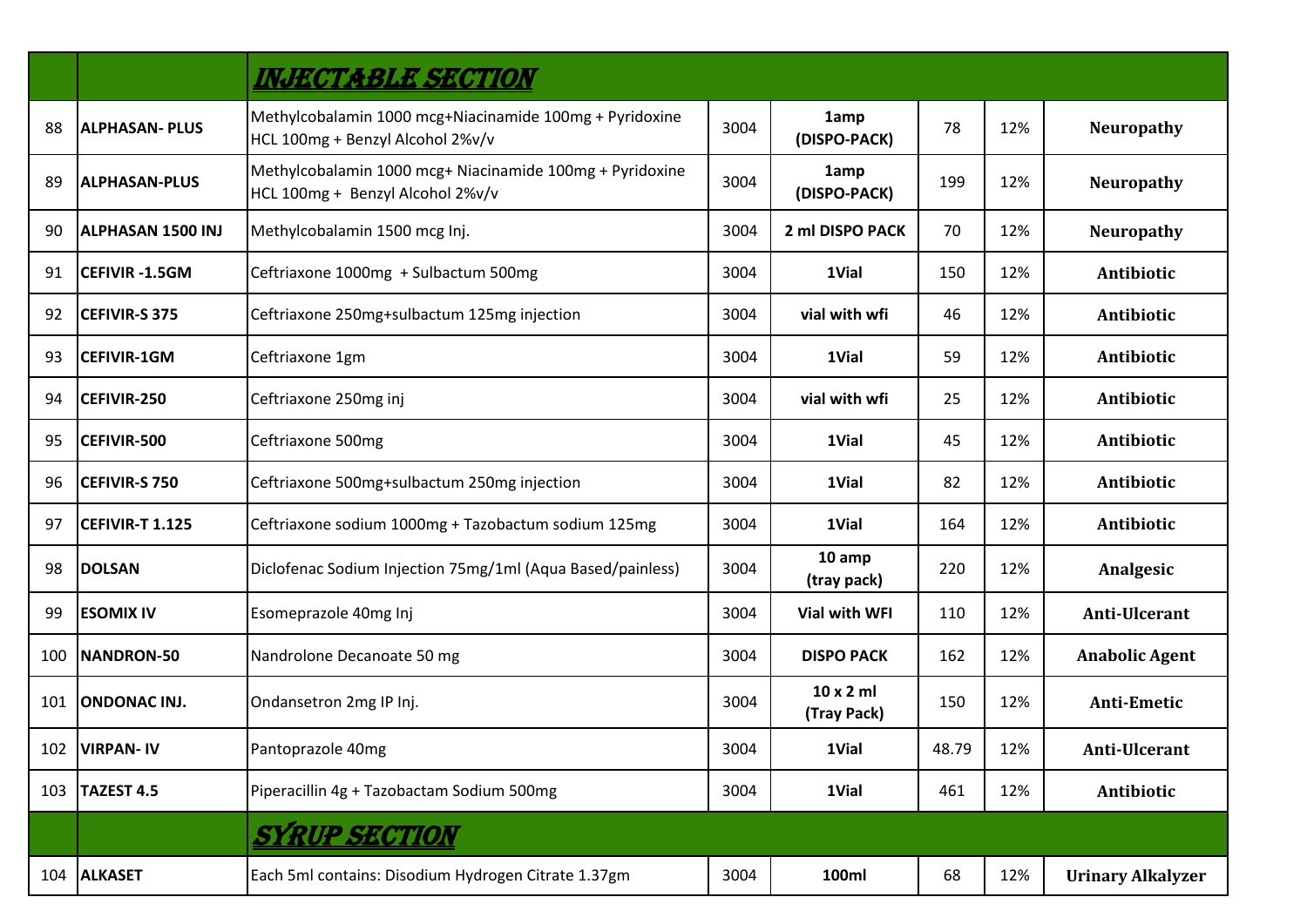| | | *INJECTABLE SECTION* | | | | | |
|---|---|---|---|---|---|---|---|
| 88 | **ALPHASAN- PLUS** | Methylcobalamin 1000 mcg+Niacinamide 100mg + Pyridoxine HCL 100mg + Benzyl Alcohol 2%v/v | 3004 | **1amp (DISPO-PACK)** | 78 | 12% | **Neuropathy** |
| 89 | **ALPHASAN-PLUS** | Methylcobalamin 1000 mcg+ Niacinamide 100mg + Pyridoxine HCL 100mg + Benzyl Alcohol 2%v/v | 3004 | **1amp (DISPO-PACK)** | 199 | 12% | **Neuropathy** |
| 90 | **ALPHASAN 1500 INJ** | Methylcobalamin 1500 mcg Inj. | 3004 | **2 ml DISPO PACK** | 70 | 12% | **Neuropathy** |
| 91 | **CEFIVIR -1.5GM** | Ceftriaxone 1000mg + Sulbactum 500mg | 3004 | **1Vial** | 150 | 12% | **Antibiotic** |
| 92 | **CEFIVIR-S 375** | Ceftriaxone 250mg+sulbactum 125mg injection | 3004 | **vial with wfi** | 46 | 12% | **Antibiotic** |
| 93 | **CEFIVIR-1GM** | Ceftriaxone 1gm | 3004 | **1Vial** | 59 | 12% | **Antibiotic** |
| 94 | **CEFIVIR-250** | Ceftriaxone 250mg inj | 3004 | **vial with wfi** | 25 | 12% | **Antibiotic** |
| 95 | **CEFIVIR-500** | Ceftriaxone 500mg | 3004 | **1Vial** | 45 | 12% | **Antibiotic** |
| 96 | **CEFIVIR-S 750** | Ceftriaxone 500mg+sulbactum 250mg injection | 3004 | **1Vial** | 82 | 12% | **Antibiotic** |
| 97 | **CEFIVIR-T 1.125** | Ceftriaxone sodium 1000mg + Tazobactum sodium 125mg | 3004 | **1Vial** | 164 | 12% | **Antibiotic** |
| 98 | **DOLSAN** | Diclofenac Sodium Injection 75mg/1ml (Aqua Based/painless) | 3004 | **10 amp (tray pack)** | 220 | 12% | **Analgesic** |
| 99 | **ESOMIX IV** | Esomeprazole 40mg Inj | 3004 | **Vial with WFI** | 110 | 12% | **Anti-Ulcerant** |
| 100 | **NANDRON-50** | Nandrolone Decanoate 50 mg | 3004 | **DISPO PACK** | 162 | 12% | **Anabolic Agent** |
| 101 | **ONDONAC INJ.** | Ondansetron 2mg IP Inj. | 3004 | **10 x 2 ml (Tray Pack)** | 150 | 12% | **Anti-Emetic** |
| 102 | **VIRPAN- IV** | Pantoprazole 40mg | 3004 | **1Vial** | 48.79 | 12% | **Anti-Ulcerant** |
| 103 | **TAZEST 4.5** | Piperacillin 4g + Tazobactam Sodium 500mg | 3004 | **1Vial** | 461 | 12% | **Antibiotic** |
| | | *SYRUP SECTION* | | | | | |
| 104 | **ALKASET** | Each 5ml contains: Disodium Hydrogen Citrate 1.37gm | 3004 | **100ml** | 68 | 12% | **Urinary Alkalyzer** |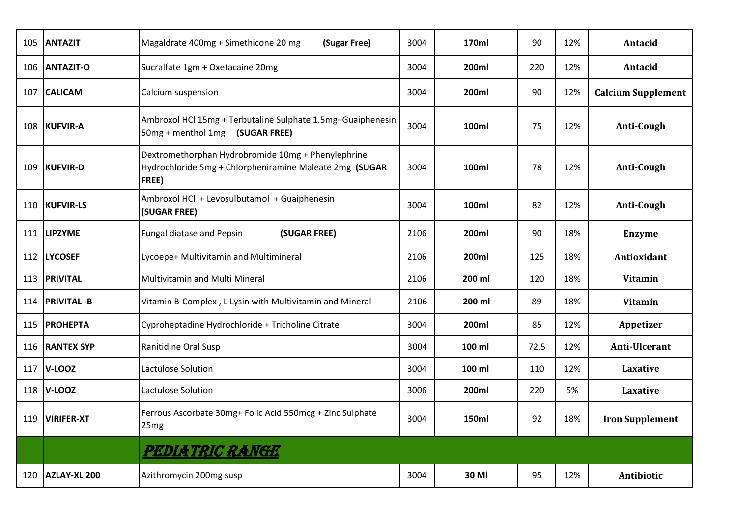| | | | | | | | |
|---|---|---|---|---|---|---|---|
| 105 | **ANTAZIT** | Magaldrate 400mg + Simethicone 20 mg **(Sugar Free)** | 3004 | **170ml** | 90 | 12% | **Antacid** |
| 106 | **ANTAZIT-O** | Sucralfate 1gm + Oxetacaine 20mg | 3004 | **200ml** | 220 | 12% | **Antacid** |
| 107 | **CALICAM** | Calcium suspension | 3004 | **200ml** | 90 | 12% | **Calcium Supplement** |
| 108 | **KUFVIR-A** | Ambroxol HCl 15mg + Terbutaline Sulphate 1.5mg+Guaiphenesin 50mg + menthol 1mg **(SUGAR FREE)** | 3004 | **100ml** | 75 | 12% | **Anti-Cough** |
| 109 | **KUFVIR-D** | Dextromethorphan Hydrobromide 10mg + Phenylephrine Hydrochloride 5mg + Chlorpheniramine Maleate 2mg **(SUGAR FREE)** | 3004 | **100ml** | 78 | 12% | **Anti-Cough** |
| 110 | **KUFVIR-LS** | Ambroxol HCl + Levosulbutamol + Guaiphenesin **(SUGAR FREE)** | 3004 | **100ml** | 82 | 12% | **Anti-Cough** |
| 111 | **LIPZYME** | Fungal diatase and Pepsin **(SUGAR FREE)** | 2106 | **200ml** | 90 | 18% | **Enzyme** |
| 112 | **LYCOSEF** | Lycoepe+ Multivitamin and Multimineral | 2106 | **200ml** | 125 | 18% | **Antioxidant** |
| 113 | **PRIVITAL** | Multivitamin and Multi Mineral | 2106 | **200 ml** | 120 | 18% | **Vitamin** |
| 114 | **PRIVITAL -B** | Vitamin B-Complex , L Lysin with Multivitamin and Mineral | 2106 | **200 ml** | 89 | 18% | **Vitamin** |
| 115 | **PROHEPTA** | Cyproheptadine Hydrochloride + Tricholine Citrate | 3004 | **200ml** | 85 | 12% | **Appetizer** |
| 116 | **RANTEX SYP** | Ranitidine Oral Susp | 3004 | **100 ml** | 72.5 | 12% | **Anti-Ulcerant** |
| 117 | **V-LOOZ** | Lactulose Solution | 3004 | **100 ml** | 110 | 12% | **Laxative** |
| 118 | **V-LOOZ** | Lactulose Solution | 3006 | **200ml** | 220 | 5% | **Laxative** |
| 119 | **VIRIFER-XT** | Ferrous Ascorbate 30mg+ Folic Acid 550mcg + Zinc Sulphate 25mg | 3004 | **150ml** | 92 | 18% | **Iron Supplement** |
| | | ***PEDIATRIC RANGE*** | | | | | |
| 120 | **AZLAY-XL 200** | Azithromycin 200mg susp | 3004 | **30 Ml** | 95 | 12% | **Antibiotic** |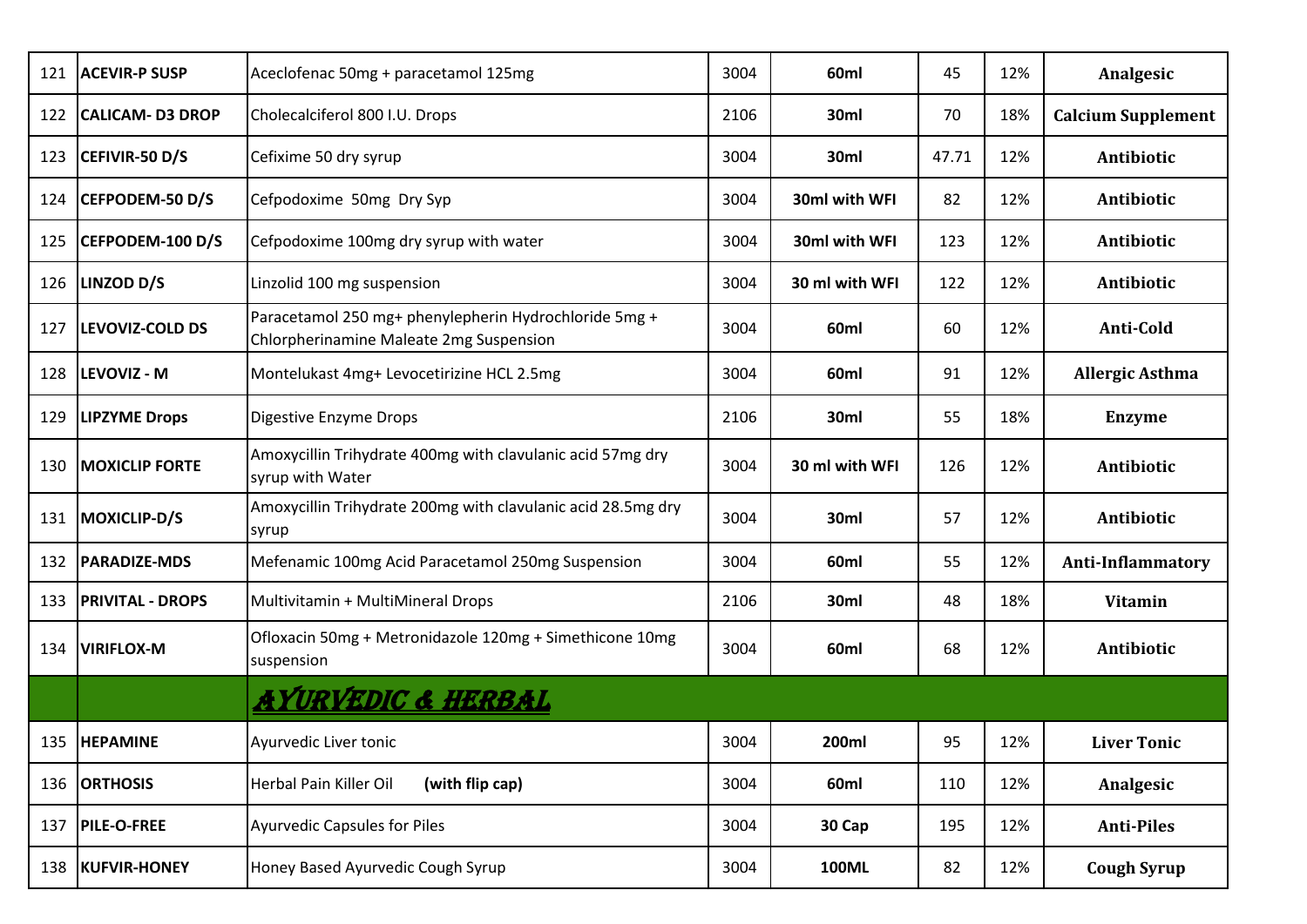| 121 | **ACEVIR-P SUSP** | Aceclofenac 50mg + paracetamol 125mg | 3004 | **60ml** | 45 | 12% | **Analgesic** |
|---|---|---|---|---|---|---|---|
| 122 | **CALICAM- D3 DROP** | Cholecalciferol 800 I.U. Drops | 2106 | **30ml** | 70 | 18% | **Calcium Supplement** |
| 123 | **CEFIVIR-50 D/S** | Cefixime 50 dry syrup | 3004 | **30ml** | 47.71 | 12% | **Antibiotic** |
| 124 | **CEFPODEM-50 D/S** | Cefpodoxime 50mg Dry Syp | 3004 | **30ml with WFI** | 82 | 12% | **Antibiotic** |
| 125 | **CEFPODEM-100 D/S** | Cefpodoxime 100mg dry syrup with water | 3004 | **30ml with WFI** | 123 | 12% | **Antibiotic** |
| 126 | **LINZOD D/S** | Linzolid 100 mg suspension | 3004 | **30 ml with WFI** | 122 | 12% | **Antibiotic** |
| 127 | **LEVOVIZ-COLD DS** | Paracetamol 250 mg+ phenylepherin Hydrochloride 5mg + Chlorpherinamine Maleate 2mg Suspension | 3004 | **60ml** | 60 | 12% | **Anti-Cold** |
| 128 | **LEVOVIZ - M** | Montelukast 4mg+ Levocetirizine HCL 2.5mg | 3004 | **60ml** | 91 | 12% | **Allergic Asthma** |
| 129 | **LIPZYME Drops** | Digestive Enzyme Drops | 2106 | **30ml** | 55 | 18% | **Enzyme** |
| 130 | **MOXICLIP FORTE** | Amoxycillin Trihydrate 400mg with clavulanic acid 57mg dry syrup with Water | 3004 | **30 ml with WFI** | 126 | 12% | **Antibiotic** |
| 131 | **MOXICLIP-D/S** | Amoxycillin Trihydrate 200mg with clavulanic acid 28.5mg dry syrup | 3004 | **30ml** | 57 | 12% | **Antibiotic** |
| 132 | **PARADIZE-MDS** | Mefenamic 100mg Acid Paracetamol 250mg Suspension | 3004 | **60ml** | 55 | 12% | **Anti-Inflammatory** |
| 133 | **PRIVITAL - DROPS** | Multivitamin + MultiMineral Drops | 2106 | **30ml** | 48 | 18% | **Vitamin** |
| 134 | **VIRIFLOX-M** | Ofloxacin 50mg + Metronidazole 120mg + Simethicone 10mg suspension | 3004 | **60ml** | 68 | 12% | **Antibiotic** |
| | | **AYURVEDIC & HERBAL** | | | | | |
| 135 | **HEPAMINE** | Ayurvedic Liver tonic | 3004 | **200ml** | 95 | 12% | **Liver Tonic** |
| 136 | **ORTHOSIS** | Herbal Pain Killer Oil **(with flip cap)** | 3004 | **60ml** | 110 | 12% | **Analgesic** |
| 137 | **PILE-O-FREE** | Ayurvedic Capsules for Piles | 3004 | **30 Cap** | 195 | 12% | **Anti-Piles** |
| 138 | **KUFVIR-HONEY** | Honey Based Ayurvedic Cough Syrup | 3004 | **100ML** | 82 | 12% | **Cough Syrup** |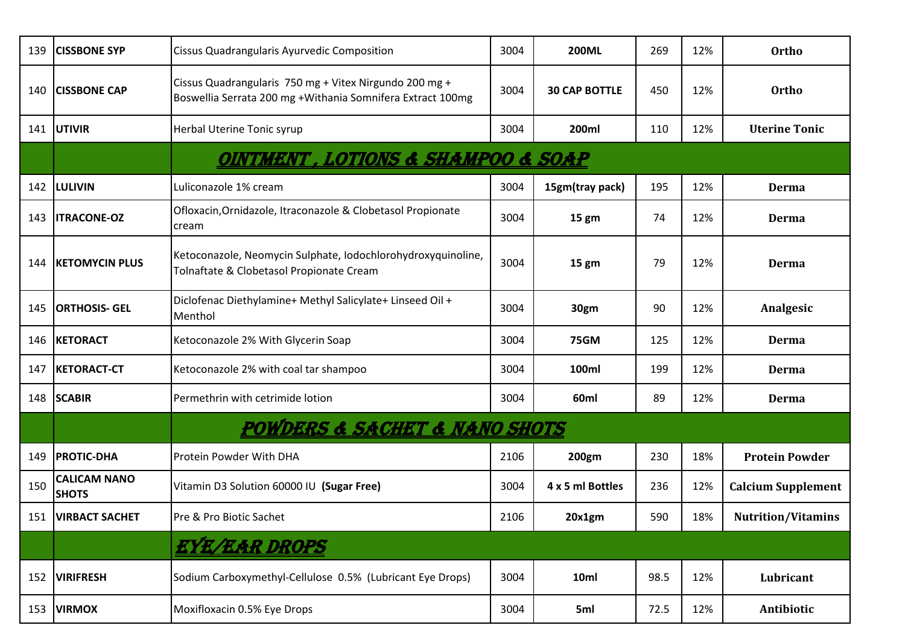| | | | | | | | |
|---|---|---|---|---|---|---|---|
| 139 | **CISSBONE SYP** | Cissus Quadrangularis Ayurvedic Composition | 3004 | **200ML** | 269 | 12% | **Ortho** |
| 140 | **CISSBONE CAP** | Cissus Quadrangularis 750 mg + Vitex Nirgundo 200 mg + Boswellia Serrata 200 mg +Withania Somnifera Extract 100mg | 3004 | **30 CAP BOTTLE** | 450 | 12% | **Ortho** |
| 141 | **UTIVIR** | Herbal Uterine Tonic syrup | 3004 | **200ml** | 110 | 12% | **Uterine Tonic** |
| | | ***OINTMENT , LOTIONS & SHAMPOO & SOAP*** | | | | | |
| 142 | **LULIVIN** | Luliconazole 1% cream | 3004 | **15gm(tray pack)** | 195 | 12% | **Derma** |
| 143 | **ITRACONE-OZ** | Ofloxacin,Ornidazole, Itraconazole & Clobetasol Propionate cream | 3004 | **15 gm** | 74 | 12% | **Derma** |
| 144 | **KETOMYCIN PLUS** | Ketoconazole, Neomycin Sulphate, Iodochlorohydroxyquinoline, Tolnaftate & Clobetasol Propionate Cream | 3004 | **15 gm** | 79 | 12% | **Derma** |
| 145 | **ORTHOSIS- GEL** | Diclofenac Diethylamine+ Methyl Salicylate+ Linseed Oil + Menthol | 3004 | **30gm** | 90 | 12% | **Analgesic** |
| 146 | **KETORACT** | Ketoconazole 2% With Glycerin Soap | 3004 | **75GM** | 125 | 12% | **Derma** |
| 147 | **KETORACT-CT** | Ketoconazole 2% with coal tar shampoo | 3004 | **100ml** | 199 | 12% | **Derma** |
| 148 | **SCABIR** | Permethrin with cetrimide lotion | 3004 | **60ml** | 89 | 12% | **Derma** |
| | | ***POWDERS & SACHET & NANO SHOTS*** | | | | | |
| 149 | **PROTIC-DHA** | Protein Powder With DHA | 2106 | **200gm** | 230 | 18% | **Protein Powder** |
| 150 | **CALICAM NANO SHOTS** | Vitamin D3 Solution 60000 IU **(Sugar Free)** | 3004 | **4 x 5 ml Bottles** | 236 | 12% | **Calcium Supplement** |
| 151 | **VIRBACT SACHET** | Pre & Pro Biotic Sachet | 2106 | **20x1gm** | 590 | 18% | **Nutrition/Vitamins** |
| | | ***EYE/EAR DROPS*** | | | | | |
| 152 | **VIRIFRESH** | Sodium Carboxymethyl-Cellulose 0.5% (Lubricant Eye Drops) | 3004 | **10ml** | 98.5 | 12% | **Lubricant** |
| 153 | **VIRMOX** | Moxifloxacin 0.5% Eye Drops | 3004 | **5ml** | 72.5 | 12% | **Antibiotic** |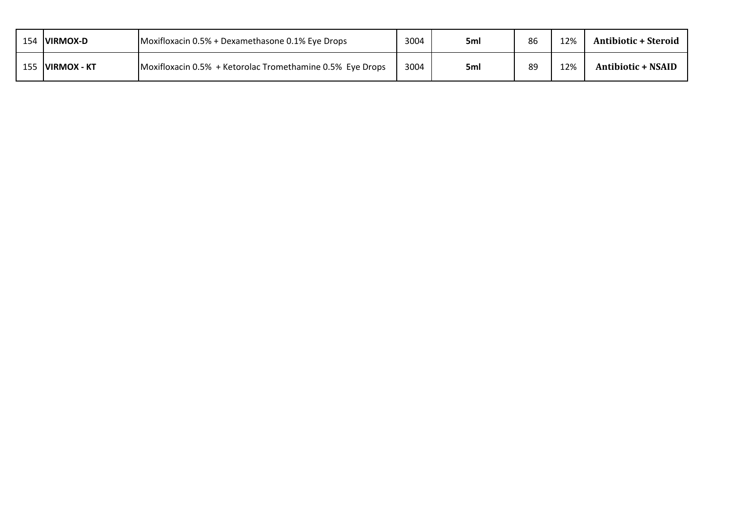| 154 | **VIRMOX-D** | Moxifloxacin 0.5% + Dexamethasone 0.1% Eye Drops | 3004 | **5ml** | 86 | 12% | **Antibiotic + Steroid** |
|---|---|---|---|---|---|---|---|
| 155 | **VIRMOX - KT** | Moxifloxacin 0.5% + Ketorolac Tromethamine 0.5% Eye Drops | 3004 | **5ml** | 89 | 12% | **Antibiotic + NSAID** |